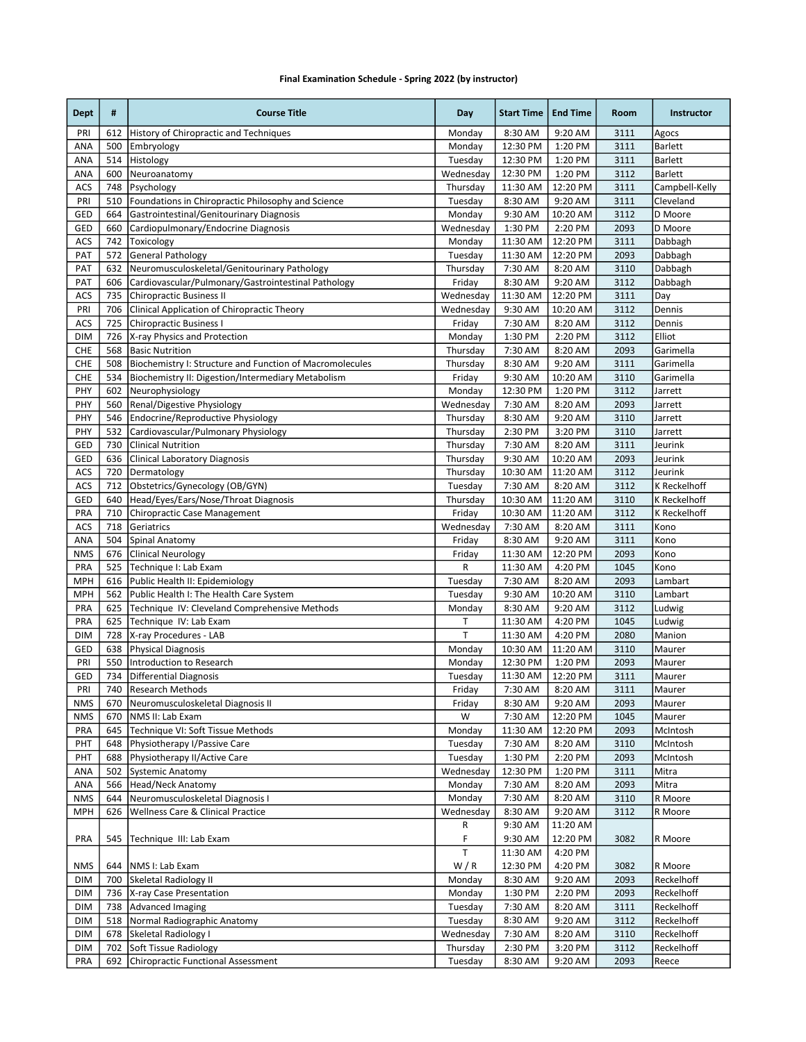**Final Examination Schedule - Spring 2022 (by instructor)**

| Dept | # | Course Title | Day | Start Time | End Time | Room | Instructor |
|---|---|---|---|---|---|---|---|
| PRI | 612 | History of Chiropractic and Techniques | Monday | 8:30 AM | 9:20 AM | 3111 | Agocs |
| ANA | 500 | Embryology | Monday | 12:30 PM | 1:20 PM | 3111 | Barlett |
| ANA | 514 | Histology | Tuesday | 12:30 PM | 1:20 PM | 3111 | Barlett |
| ANA | 600 | Neuroanatomy | Wednesday | 12:30 PM | 1:20 PM | 3112 | Barlett |
| ACS | 748 | Psychology | Thursday | 11:30 AM | 12:20 PM | 3111 | Campbell-Kelly |
| PRI | 510 | Foundations in Chiropractic Philosophy and Science | Tuesday | 8:30 AM | 9:20 AM | 3111 | Cleveland |
| GED | 664 | Gastrointestinal/Genitourinary Diagnosis | Monday | 9:30 AM | 10:20 AM | 3112 | D Moore |
| GED | 660 | Cardiopulmonary/Endocrine Diagnosis | Wednesday | 1:30 PM | 2:20 PM | 2093 | D Moore |
| ACS | 742 | Toxicology | Monday | 11:30 AM | 12:20 PM | 3111 | Dabbagh |
| PAT | 572 | General Pathology | Tuesday | 11:30 AM | 12:20 PM | 2093 | Dabbagh |
| PAT | 632 | Neuromusculoskeletal/Genitourinary Pathology | Thursday | 7:30 AM | 8:20 AM | 3110 | Dabbagh |
| PAT | 606 | Cardiovascular/Pulmonary/Gastrointestinal Pathology | Friday | 8:30 AM | 9:20 AM | 3112 | Dabbagh |
| ACS | 735 | Chiropractic Business II | Wednesday | 11:30 AM | 12:20 PM | 3111 | Day |
| PRI | 706 | Clinical Application of Chiropractic Theory | Wednesday | 9:30 AM | 10:20 AM | 3112 | Dennis |
| ACS | 725 | Chiropractic Business I | Friday | 7:30 AM | 8:20 AM | 3112 | Dennis |
| DIM | 726 | X-ray Physics and Protection | Monday | 1:30 PM | 2:20 PM | 3112 | Elliot |
| CHE | 568 | Basic Nutrition | Thursday | 7:30 AM | 8:20 AM | 2093 | Garimella |
| CHE | 508 | Biochemistry I: Structure and Function of Macromolecules | Thursday | 8:30 AM | 9:20 AM | 3111 | Garimella |
| CHE | 534 | Biochemistry II: Digestion/Intermediary Metabolism | Friday | 9:30 AM | 10:20 AM | 3110 | Garimella |
| PHY | 602 | Neurophysiology | Monday | 12:30 PM | 1:20 PM | 3112 | Jarrett |
| PHY | 560 | Renal/Digestive Physiology | Wednesday | 7:30 AM | 8:20 AM | 2093 | Jarrett |
| PHY | 546 | Endocrine/Reproductive Physiology | Thursday | 8:30 AM | 9:20 AM | 3110 | Jarrett |
| PHY | 532 | Cardiovascular/Pulmonary Physiology | Thursday | 2:30 PM | 3:20 PM | 3110 | Jarrett |
| GED | 730 | Clinical Nutrition | Thursday | 7:30 AM | 8:20 AM | 3111 | Jeurink |
| GED | 636 | Clinical Laboratory Diagnosis | Thursday | 9:30 AM | 10:20 AM | 2093 | Jeurink |
| ACS | 720 | Dermatology | Thursday | 10:30 AM | 11:20 AM | 3112 | Jeurink |
| ACS | 712 | Obstetrics/Gynecology (OB/GYN) | Tuesday | 7:30 AM | 8:20 AM | 3112 | K Reckelhoff |
| GED | 640 | Head/Eyes/Ears/Nose/Throat Diagnosis | Thursday | 10:30 AM | 11:20 AM | 3110 | K Reckelhoff |
| PRA | 710 | Chiropractic Case Management | Friday | 10:30 AM | 11:20 AM | 3112 | K Reckelhoff |
| ACS | 718 | Geriatrics | Wednesday | 7:30 AM | 8:20 AM | 3111 | Kono |
| ANA | 504 | Spinal Anatomy | Friday | 8:30 AM | 9:20 AM | 3111 | Kono |
| NMS | 676 | Clinical Neurology | Friday | 11:30 AM | 12:20 PM | 2093 | Kono |
| PRA | 525 | Technique I: Lab Exam | R | 11:30 AM | 4:20 PM | 1045 | Kono |
| MPH | 616 | Public Health II: Epidemiology | Tuesday | 7:30 AM | 8:20 AM | 2093 | Lambart |
| MPH | 562 | Public Health I: The Health Care System | Tuesday | 9:30 AM | 10:20 AM | 3110 | Lambart |
| PRA | 625 | Technique IV: Cleveland Comprehensive Methods | Monday | 8:30 AM | 9:20 AM | 3112 | Ludwig |
| PRA | 625 | Technique IV: Lab Exam | T | 11:30 AM | 4:20 PM | 1045 | Ludwig |
| DIM | 728 | X-ray Procedures - LAB | T | 11:30 AM | 4:20 PM | 2080 | Manion |
| GED | 638 | Physical Diagnosis | Monday | 10:30 AM | 11:20 AM | 3110 | Maurer |
| PRI | 550 | Introduction to Research | Monday | 12:30 PM | 1:20 PM | 2093 | Maurer |
| GED | 734 | Differential Diagnosis | Tuesday | 11:30 AM | 12:20 PM | 3111 | Maurer |
| PRI | 740 | Research Methods | Friday | 7:30 AM | 8:20 AM | 3111 | Maurer |
| NMS | 670 | Neuromusculoskeletal Diagnosis II | Friday | 8:30 AM | 9:20 AM | 2093 | Maurer |
| NMS | 670 | NMS II: Lab Exam | W | 7:30 AM | 12:20 PM | 1045 | Maurer |
| PRA | 645 | Technique VI: Soft Tissue Methods | Monday | 11:30 AM | 12:20 PM | 2093 | McIntosh |
| PHT | 648 | Physiotherapy I/Passive Care | Tuesday | 7:30 AM | 8:20 AM | 3110 | McIntosh |
| PHT | 688 | Physiotherapy II/Active Care | Tuesday | 1:30 PM | 2:20 PM | 2093 | McIntosh |
| ANA | 502 | Systemic Anatomy | Wednesday | 12:30 PM | 1:20 PM | 3111 | Mitra |
| ANA | 566 | Head/Neck Anatomy | Monday | 7:30 AM | 8:20 AM | 2093 | Mitra |
| NMS | 644 | Neuromusculoskeletal Diagnosis I | Monday | 7:30 AM | 8:20 AM | 3110 | R Moore |
| MPH | 626 | Wellness Care & Clinical Practice | Wednesday | 8:30 AM | 9:20 AM | 3112 | R Moore |
| PRA | 545 | Technique III: Lab Exam | R<br>F | 9:30 AM<br>9:30 AM | 11:20 AM<br>12:20 PM | 3082 | R Moore |
| NMS | 644 | NMS I: Lab Exam | T<br>W / R | 11:30 AM<br>12:30 PM | 4:20 PM<br>4:20 PM | 3082 | R Moore |
| DIM | 700 | Skeletal Radiology II | Monday | 8:30 AM | 9:20 AM | 2093 | Reckelhoff |
| DIM | 736 | X-ray Case Presentation | Monday | 1:30 PM | 2:20 PM | 2093 | Reckelhoff |
| DIM | 738 | Advanced Imaging | Tuesday | 7:30 AM | 8:20 AM | 3111 | Reckelhoff |
| DIM | 518 | Normal Radiographic Anatomy | Tuesday | 8:30 AM | 9:20 AM | 3112 | Reckelhoff |
| DIM | 678 | Skeletal Radiology I | Wednesday | 7:30 AM | 8:20 AM | 3110 | Reckelhoff |
| DIM | 702 | Soft Tissue Radiology | Thursday | 2:30 PM | 3:20 PM | 3112 | Reckelhoff |
| PRA | 692 | Chiropractic Functional Assessment | Tuesday | 8:30 AM | 9:20 AM | 2093 | Reece |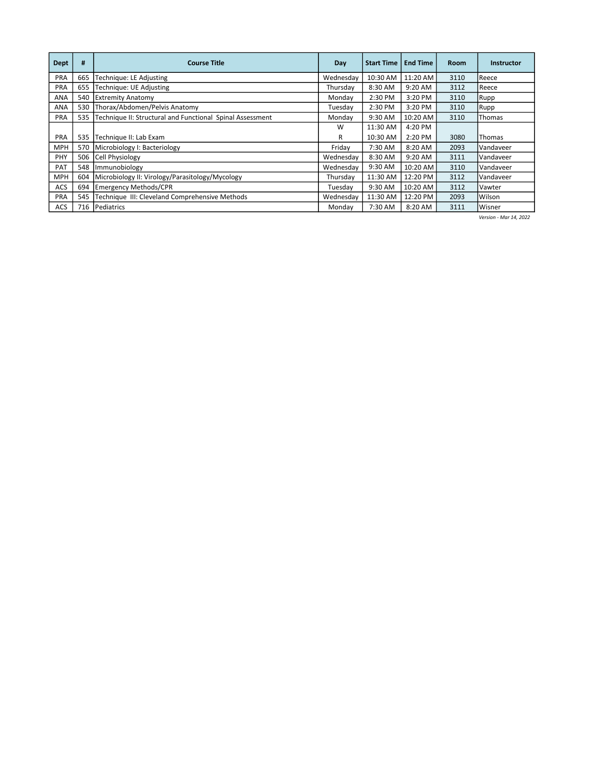| Dept | # | Course Title | Day | Start Time | End Time | Room | Instructor |
|---|---|---|---|---|---|---|---|
| PRA | 665 | Technique: LE Adjusting | Wednesday | 10:30 AM | 11:20 AM | 3110 | Reece |
| PRA | 655 | Technique: UE Adjusting | Thursday | 8:30 AM | 9:20 AM | 3112 | Reece |
| ANA | 540 | Extremity Anatomy | Monday | 2:30 PM | 3:20 PM | 3110 | Rupp |
| ANA | 530 | Thorax/Abdomen/Pelvis Anatomy | Tuesday | 2:30 PM | 3:20 PM | 3110 | Rupp |
| PRA | 535 | Technique II: Structural and Functional Spinal Assessment | Monday | 9:30 AM | 10:20 AM | 3110 | Thomas |
| PRA | 535 | Technique II: Lab Exam | W<br>R | 11:30 AM<br>10:30 AM | 4:20 PM<br>2:20 PM | 3080 | Thomas |
| MPH | 570 | Microbiology I: Bacteriology | Friday | 7:30 AM | 8:20 AM | 2093 | Vandaveer |
| PHY | 506 | Cell Physiology | Wednesday | 8:30 AM | 9:20 AM | 3111 | Vandaveer |
| PAT | 548 | Immunobiology | Wednesday | 9:30 AM | 10:20 AM | 3110 | Vandaveer |
| MPH | 604 | Microbiology II: Virology/Parasitology/Mycology | Thursday | 11:30 AM | 12:20 PM | 3112 | Vandaveer |
| ACS | 694 | Emergency Methods/CPR | Tuesday | 9:30 AM | 10:20 AM | 3112 | Vawter |
| PRA | 545 | Technique III: Cleveland Comprehensive Methods | Wednesday | 11:30 AM | 12:20 PM | 2093 | Wilson |
| ACS | 716 | Pediatrics | Monday | 7:30 AM | 8:20 AM | 3111 | Wisner |

*Version - Mar 14, 2022*